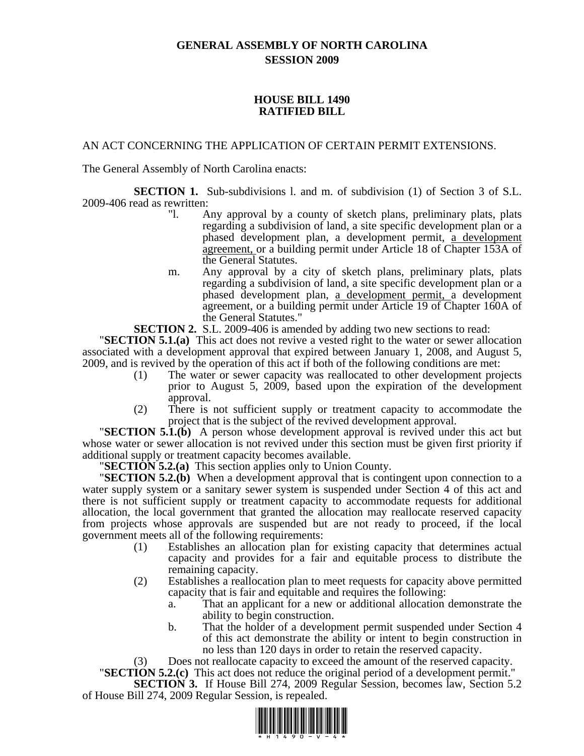# GENERAL ASSEMBLY OF NORTH CAROLINA
# SESSION 2009

## HOUSE BILL 1490
## RATIFIED BILL

AN ACT CONCERNING THE APPLICATION OF CERTAIN PERMIT EXTENSIONS.

The General Assembly of North Carolina enacts:

**SECTION 1.** Sub-subdivisions l. and m. of subdivision (1) of Section 3 of S.L. 2009-406 read as rewritten:

"l. Any approval by a county of sketch plans, preliminary plats, plats regarding a subdivision of land, a site specific development plan or a phased development plan, a development permit, <u>a development agreement,</u> or a building permit under Article 18 of Chapter 153A of the General Statutes.

m. Any approval by a city of sketch plans, preliminary plats, plats regarding a subdivision of land, a site specific development plan or a phased development plan, <u>a development permit,</u> a development agreement, or a building permit under Article 19 of Chapter 160A of the General Statutes."

**SECTION 2.** S.L. 2009-406 is amended by adding two new sections to read:

"**SECTION 5.1.(a)** This act does not revive a vested right to the water or sewer allocation associated with a development approval that expired between January 1, 2008, and August 5, 2009, and is revived by the operation of this act if both of the following conditions are met:

(1) The water or sewer capacity was reallocated to other development projects prior to August 5, 2009, based upon the expiration of the development approval.

(2) There is not sufficient supply or treatment capacity to accommodate the project that is the subject of the revived development approval.

"**SECTION 5.1.(b)** A person whose development approval is revived under this act but whose water or sewer allocation is not revived under this section must be given first priority if additional supply or treatment capacity becomes available.

"**SECTION 5.2.(a)** This section applies only to Union County.

"**SECTION 5.2.(b)** When a development approval that is contingent upon connection to a water supply system or a sanitary sewer system is suspended under Section 4 of this act and there is not sufficient supply or treatment capacity to accommodate requests for additional allocation, the local government that granted the allocation may reallocate reserved capacity from projects whose approvals are suspended but are not ready to proceed, if the local government meets all of the following requirements:

(1) Establishes an allocation plan for existing capacity that determines actual capacity and provides for a fair and equitable process to distribute the remaining capacity.

(2) Establishes a reallocation plan to meet requests for capacity above permitted capacity that is fair and equitable and requires the following:

a. That an applicant for a new or additional allocation demonstrate the ability to begin construction.

b. That the holder of a development permit suspended under Section 4 of this act demonstrate the ability or intent to begin construction in no less than 120 days in order to retain the reserved capacity.

(3) Does not reallocate capacity to exceed the amount of the reserved capacity.

"**SECTION 5.2.(c)** This act does not reduce the original period of a development permit."

**SECTION 3.** If House Bill 274, 2009 Regular Session, becomes law, Section 5.2 of House Bill 274, 2009 Regular Session, is repealed.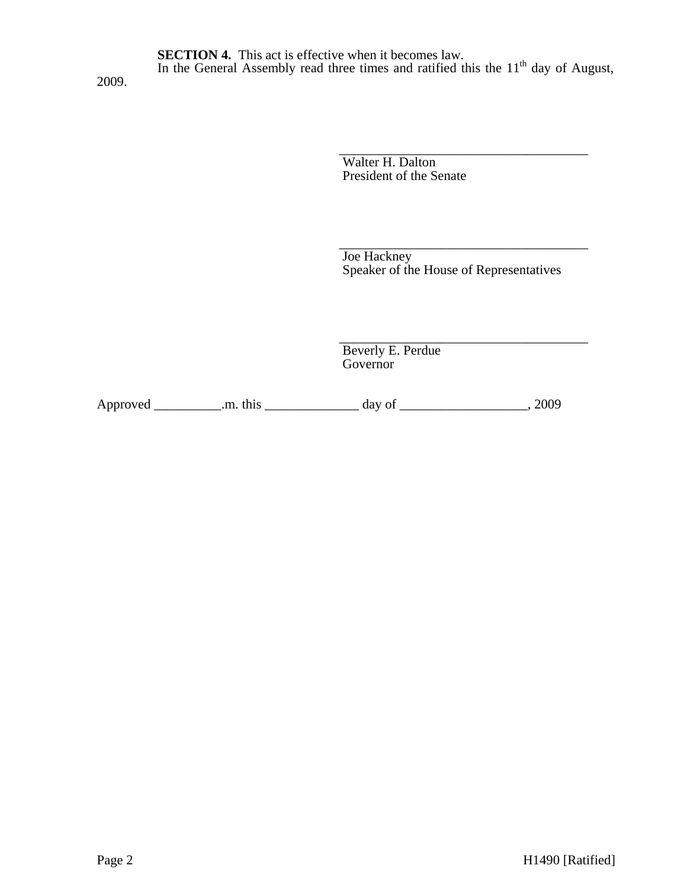**SECTION 4.** This act is effective when it becomes law.

In the General Assembly read three times and ratified this the 11th day of August, 2009.

\_\_\_\_\_\_\_\_\_\_\_\_\_\_\_\_\_\_\_\_\_\_\_\_\_\_\_\_\_\_\_\_\_\_\_\_\_

Walter H. Dalton
President of the Senate

\_\_\_\_\_\_\_\_\_\_\_\_\_\_\_\_\_\_\_\_\_\_\_\_\_\_\_\_\_\_\_\_\_\_\_\_\_

Joe Hackney
Speaker of the House of Representatives

\_\_\_\_\_\_\_\_\_\_\_\_\_\_\_\_\_\_\_\_\_\_\_\_\_\_\_\_\_\_\_\_\_\_\_\_\_

Beverly E. Perdue
Governor

Approved \_\_\_\_\_\_\_\_\_\_.m. this \_\_\_\_\_\_\_\_\_\_\_\_\_\_ day of \_\_\_\_\_\_\_\_\_\_\_\_\_\_\_\_\_\_\_, 2009